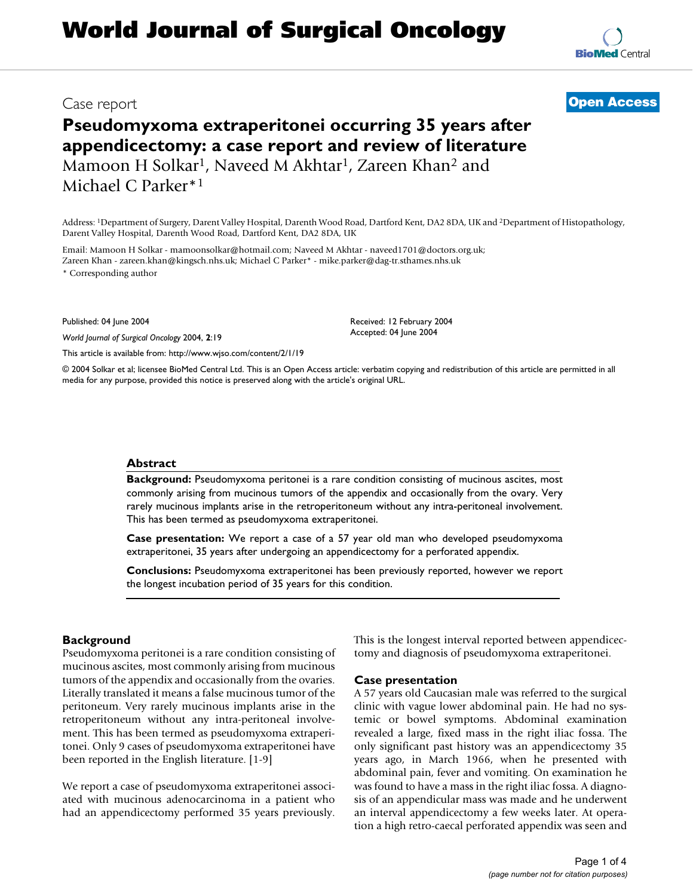# World Journal of Surgical Oncology

Case report

**Open Access**

# Pseudomyxoma extraperitonei occurring 35 years after appendicectomy: a case report and review of literature

Mamoon H Solkar[1], Naveed M Akhtar[1], Zareen Khan[2] and Michael C Parker*[1]

Address: [1]Department of Surgery, Darent Valley Hospital, Darenth Wood Road, Dartford Kent, DA2 8DA, UK and [2]Department of Histopathology, Darent Valley Hospital, Darenth Wood Road, Dartford Kent, DA2 8DA, UK

Email: Mamoon H Solkar - mamoonsolkar@hotmail.com; Naveed M Akhtar - naveed1701@doctors.org.uk; Zareen Khan - zareen.khan@kingsch.nhs.uk; Michael C Parker* - mike.parker@dag-tr.sthames.nhs.uk

* Corresponding author

Published: 04 June 2004

*World Journal of Surgical Oncology* 2004, **2**:19

This article is available from: http://www.wjso.com/content/2/1/19

Received: 12 February 2004
Accepted: 04 June 2004

© 2004 Solkar et al; licensee BioMed Central Ltd. This is an Open Access article: verbatim copying and redistribution of this article are permitted in all media for any purpose, provided this notice is preserved along with the article's original URL.

## Abstract

**Background:** Pseudomyxoma peritonei is a rare condition consisting of mucinous ascites, most commonly arising from mucinous tumors of the appendix and occasionally from the ovary. Very rarely mucinous implants arise in the retroperitoneum without any intra-peritoneal involvement. This has been termed as pseudomyxoma extraperitonei.

**Case presentation:** We report a case of a 57 year old man who developed pseudomyxoma extraperitonei, 35 years after undergoing an appendicectomy for a perforated appendix.

**Conclusions:** Pseudomyxoma extraperitonei has been previously reported, however we report the longest incubation period of 35 years for this condition.

## Background

Pseudomyxoma peritonei is a rare condition consisting of mucinous ascites, most commonly arising from mucinous tumors of the appendix and occasionally from the ovaries. Literally translated it means a false mucinous tumor of the peritoneum. Very rarely mucinous implants arise in the retroperitoneum without any intra-peritoneal involvement. This has been termed as pseudomyxoma extraperitonei. Only 9 cases of pseudomyxoma extraperitonei have been reported in the English literature. [1-9]

We report a case of pseudomyxoma extraperitonei associated with mucinous adenocarcinoma in a patient who had an appendicectomy performed 35 years previously. This is the longest interval reported between appendicectomy and diagnosis of pseudomyxoma extraperitonei.

## Case presentation

A 57 years old Caucasian male was referred to the surgical clinic with vague lower abdominal pain. He had no systemic or bowel symptoms. Abdominal examination revealed a large, fixed mass in the right iliac fossa. The only significant past history was an appendicectomy 35 years ago, in March 1966, when he presented with abdominal pain, fever and vomiting. On examination he was found to have a mass in the right iliac fossa. A diagnosis of an appendicular mass was made and he underwent an interval appendicectomy a few weeks later. At operation a high retro-caecal perforated appendix was seen and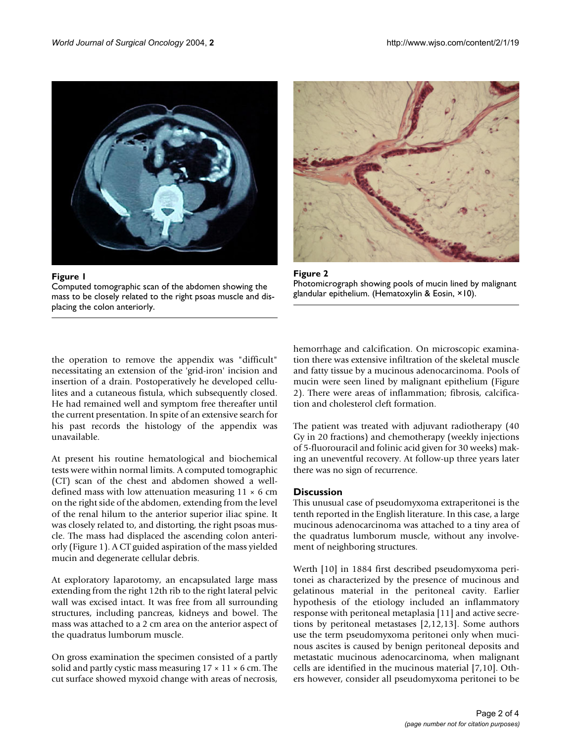**Figure 1**
Computed tomographic scan of the abdomen showing the mass to be closely related to the right psoas muscle and displacing the colon anteriorly.

**Figure 2**
Photomicrograph showing pools of mucin lined by malignant glandular epithelium. (Hematoxylin & Eosin, ×10).

the operation to remove the appendix was "difficult" necessitating an extension of the 'grid-iron' incision and insertion of a drain. Postoperatively he developed cellulites and a cutaneous fistula, which subsequently closed. He had remained well and symptom free thereafter until the current presentation. In spite of an extensive search for his past records the histology of the appendix was unavailable.

At present his routine hematological and biochemical tests were within normal limits. A computed tomographic (CT) scan of the chest and abdomen showed a well-defined mass with low attenuation measuring 11 × 6 cm on the right side of the abdomen, extending from the level of the renal hilum to the anterior superior iliac spine. It was closely related to, and distorting, the right psoas muscle. The mass had displaced the ascending colon anteriorly (Figure 1). A CT guided aspiration of the mass yielded mucin and degenerate cellular debris.

At exploratory laparotomy, an encapsulated large mass extending from the right 12th rib to the right lateral pelvic wall was excised intact. It was free from all surrounding structures, including pancreas, kidneys and bowel. The mass was attached to a 2 cm area on the anterior aspect of the quadratus lumborum muscle.

On gross examination the specimen consisted of a partly solid and partly cystic mass measuring 17 × 11 × 6 cm. The cut surface showed myxoid change with areas of necrosis, hemorrhage and calcification. On microscopic examination there was extensive infiltration of the skeletal muscle and fatty tissue by a mucinous adenocarcinoma. Pools of mucin were seen lined by malignant epithelium (Figure 2). There were areas of inflammation; fibrosis, calcification and cholesterol cleft formation.

The patient was treated with adjuvant radiotherapy (40 Gy in 20 fractions) and chemotherapy (weekly injections of 5-fluorouracil and folinic acid given for 30 weeks) making an uneventful recovery. At follow-up three years later there was no sign of recurrence.

## Discussion

This unusual case of pseudomyxoma extraperitonei is the tenth reported in the English literature. In this case, a large mucinous adenocarcinoma was attached to a tiny area of the quadratus lumborum muscle, without any involvement of neighboring structures.

Werth [10] in 1884 first described pseudomyxoma peritonei as characterized by the presence of mucinous and gelatinous material in the peritoneal cavity. Earlier hypothesis of the etiology included an inflammatory response with peritoneal metaplasia [11] and active secretions by peritoneal metastases [2,12,13]. Some authors use the term pseudomyxoma peritonei only when mucinous ascites is caused by benign peritoneal deposits and metastatic mucinous adenocarcinoma, when malignant cells are identified in the mucinous material [7,10]. Others however, consider all pseudomyxoma peritonei to be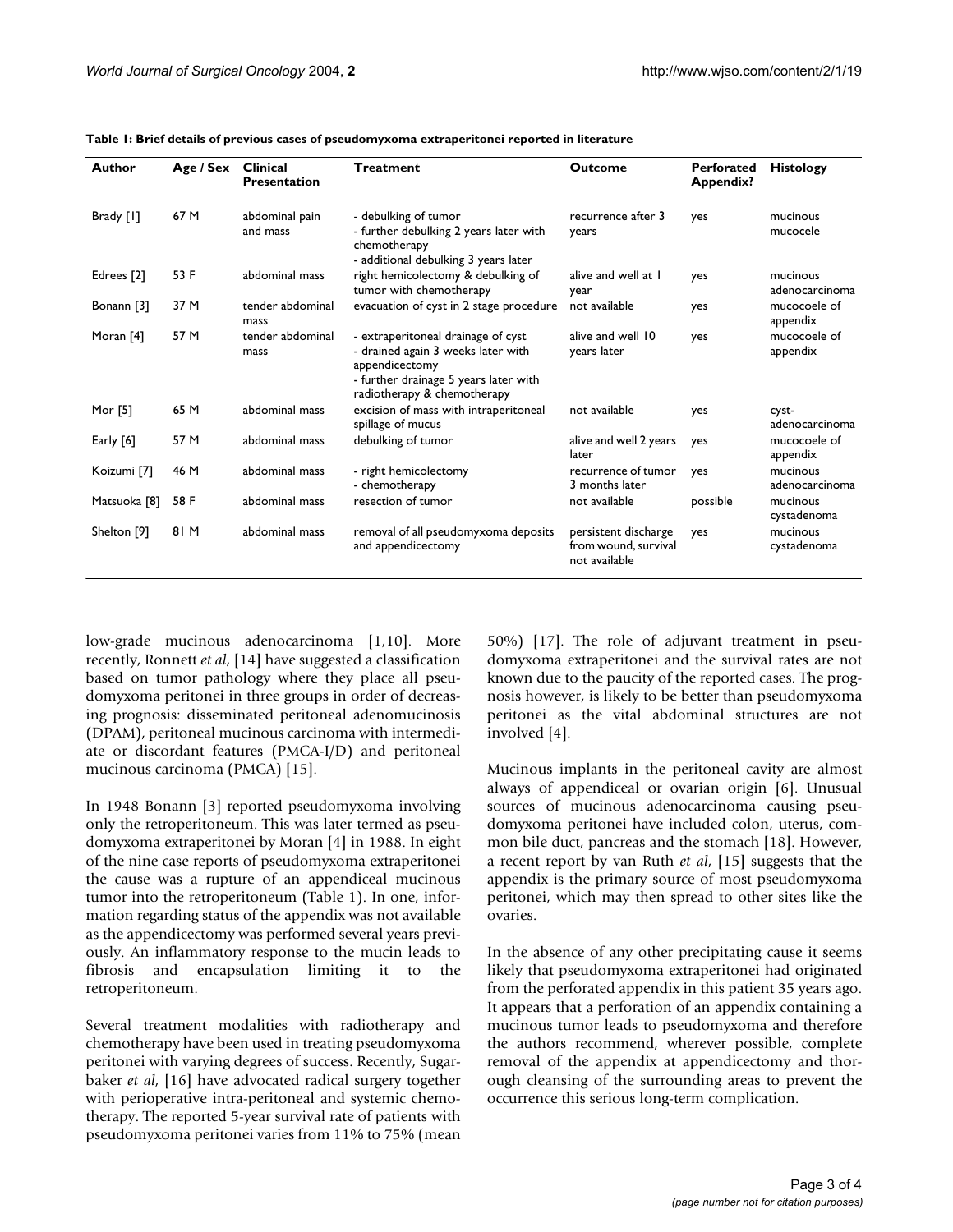**Table 1: Brief details of previous cases of pseudomyxoma extraperitonei reported in literature**

| Author | Age / Sex | Clinical Presentation | Treatment | Outcome | Perforated Appendix? | Histology |
| --- | --- | --- | --- | --- | --- | --- |
| Brady [1] | 67 M | abdominal pain and mass | - debulking of tumor<br>- further debulking 2 years later with chemotherapy<br>- additional debulking 3 years later | recurrence after 3 years | yes | mucinous mucocele |
| Edrees [2] | 53 F | abdominal mass | right hemicolectomy & debulking of tumor with chemotherapy | alive and well at 1 year | yes | mucinous adenocarcinoma |
| Bonann [3] | 37 M | tender abdominal mass | evacuation of cyst in 2 stage procedure | not available | yes | mucocoele of appendix |
| Moran [4] | 57 M | tender abdominal mass | - extraperitoneal drainage of cyst<br>- drained again 3 weeks later with appendicectomy<br>- further drainage 5 years later with radiotherapy & chemotherapy | alive and well 10 years later | yes | mucocoele of appendix |
| Mor [5] | 65 M | abdominal mass | excision of mass with intraperitoneal spillage of mucus | not available | yes | cyst-adenocarcinoma |
| Early [6] | 57 M | abdominal mass | debulking of tumor | alive and well 2 years later | yes | mucocoele of appendix |
| Koizumi [7] | 46 M | abdominal mass | - right hemicolectomy<br>- chemotherapy | recurrence of tumor 3 months later | yes | mucinous adenocarcinoma |
| Matsuoka [8] | 58 F | abdominal mass | resection of tumor | not available | possible | mucinous cystadenoma |
| Shelton [9] | 81 M | abdominal mass | removal of all pseudomyxoma deposits and appendicectomy | persistent discharge from wound, survival not available | yes | mucinous cystadenoma |

low-grade mucinous adenocarcinoma [1,10]. More recently, Ronnett *et al*, [14] have suggested a classification based on tumor pathology where they place all pseudomyxoma peritonei in three groups in order of decreasing prognosis: disseminated peritoneal adenomucinosis (DPAM), peritoneal mucinous carcinoma with intermediate or discordant features (PMCA-I/D) and peritoneal mucinous carcinoma (PMCA) [15].

In 1948 Bonann [3] reported pseudomyxoma involving only the retroperitoneum. This was later termed as pseudomyxoma extraperitonei by Moran [4] in 1988. In eight of the nine case reports of pseudomyxoma extraperitonei the cause was a rupture of an appendiceal mucinous tumor into the retroperitoneum (Table 1). In one, information regarding status of the appendix was not available as the appendicectomy was performed several years previously. An inflammatory response to the mucin leads to fibrosis and encapsulation limiting it to the retroperitoneum.

Several treatment modalities with radiotherapy and chemotherapy have been used in treating pseudomyxoma peritonei with varying degrees of success. Recently, Sugarbaker *et al*, [16] have advocated radical surgery together with perioperative intra-peritoneal and systemic chemotherapy. The reported 5-year survival rate of patients with pseudomyxoma peritonei varies from 11% to 75% (mean 50%) [17]. The role of adjuvant treatment in pseudomyxoma extraperitonei and the survival rates are not known due to the paucity of the reported cases. The prognosis however, is likely to be better than pseudomyxoma peritonei as the vital abdominal structures are not involved [4].

Mucinous implants in the peritoneal cavity are almost always of appendiceal or ovarian origin [6]. Unusual sources of mucinous adenocarcinoma causing pseudomyxoma peritonei have included colon, uterus, common bile duct, pancreas and the stomach [18]. However, a recent report by van Ruth *et al*, [15] suggests that the appendix is the primary source of most pseudomyxoma peritonei, which may then spread to other sites like the ovaries.

In the absence of any other precipitating cause it seems likely that pseudomyxoma extraperitonei had originated from the perforated appendix in this patient 35 years ago. It appears that a perforation of an appendix containing a mucinous tumor leads to pseudomyxoma and therefore the authors recommend, wherever possible, complete removal of the appendix at appendicectomy and thorough cleansing of the surrounding areas to prevent the occurrence this serious long-term complication.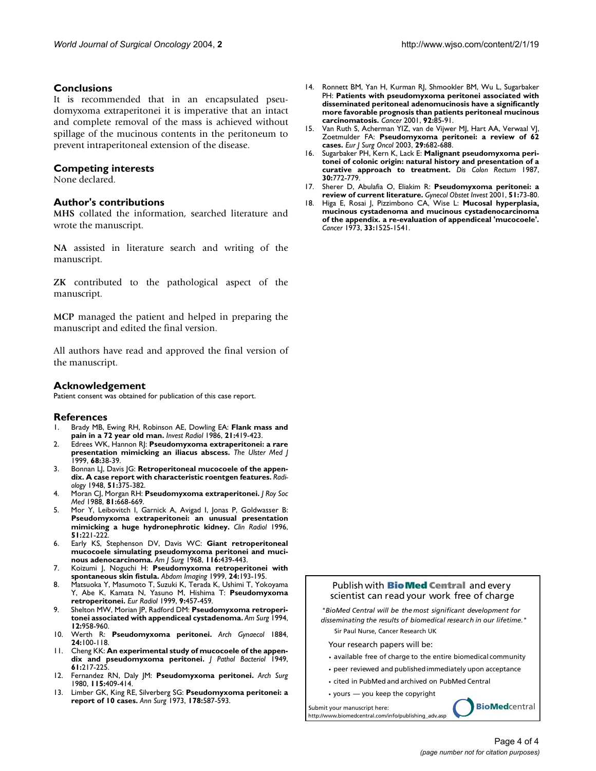## Conclusions

It is recommended that in an encapsulated pseudomyxoma extraperitonei it is imperative that an intact and complete removal of the mass is achieved without spillage of the mucinous contents in the peritoneum to prevent intraperitoneal extension of the disease.

## Competing interests

None declared.

## Author's contributions

**MHS** collated the information, searched literature and wrote the manuscript.

**NA** assisted in literature search and writing of the manuscript.

**ZK** contributed to the pathological aspect of the manuscript.

**MCP** managed the patient and helped in preparing the manuscript and edited the final version.

All authors have read and approved the final version of the manuscript.

## Acknowledgement

Patient consent was obtained for publication of this case report.

## References

1. Brady MB, Ewing RH, Robinson AE, Dowling EA: **Flank mass and pain in a 72 year old man.** *Invest Radiol* 1986, **21:**419-423.
2. Edrees WK, Hannon RJ: **Pseudomyxoma extraperitonei: a rare presentation mimicking an iliacus abscess.** *The Ulster Med J* 1999, **68:**38-39.
3. Bonnan LJ, Davis JG: **Retroperitoneal mucocoele of the appendix. A case report with characteristic roentgen features.** *Radiology* 1948, **51:**375-382.
4. Moran CJ, Morgan RH: **Pseudomyxoma extraperitonei.** *J Roy Soc Med* 1988, **81:**668-669.
5. Mor Y, Leibovitch I, Garnick A, Avigad I, Jonas P, Goldwasser B: **Pseudomyxoma extraperitonei: an unusual presentation mimicking a huge hydronephrotic kidney.** *Clin Radiol* 1996, **51:**221-222.
6. Early KS, Stephenson DV, Davis WC: **Giant retroperitoneal mucocoele simulating pseudomyxoma peritonei and mucinous adenocarcinoma.** *Am J Surg* 1968, **116:**439-443.
7. Koizumi J, Noguchi H: **Pseudomyxoma retroperitonei with spontaneous skin fistula.** *Abdom Imaging* 1999, **24:**193-195.
8. Matsuoka Y, Masumoto T, Suzuki K, Terada K, Ushimi T, Yokoyama Y, Abe K, Kamata N, Yasuno M, Hishima T: **Pseudomyxoma retroperitonei.** *Eur Radiol* 1999, **9:**457-459.
9. Shelton MW, Morian JP, Radford DM: **Pseudomyxoma retroperitonei associated with appendiceal cystadenoma.** *Am Surg* 1994, **12:**958-960.
10. Werth R: **Pseudomyxoma peritonei.** *Arch Gynaecol* 1884, **24:**100-118.
11. Cheng KK: **An experimental study of mucocoele of the appendix and pseudomyxoma peritonei.** *J Pathol Bacteriol* 1949, **61:**217-225.
12. Fernandez RN, Daly JM: **Pseudomyxoma peritonei.** *Arch Surg* 1980, **115:**409-414.
13. Limber GK, King RE, Silverberg SG: **Pseudomyxoma peritonei: a report of 10 cases.** *Ann Surg* 1973, **178:**587-593.
14. Ronnett BM, Yan H, Kurman RJ, Shmookler BM, Wu L, Sugarbaker PH: **Patients with pseudomyxoma peritonei associated with disseminated peritoneal adenomucinosis have a significantly more favorable prognosis than patients peritoneal mucinous carcinomatosis.** *Cancer* 2001, **92:**85-91.
15. Van Ruth S, Acherman YIZ, van de Vijwer MJ, Hart AA, Verwaal VJ, Zoetmulder FA: **Pseudomyxoma peritonei: a review of 62 cases.** *Eur J Surg Oncol* 2003, **29:**682-688.
16. Sugarbaker PH, Kern K, Lack E: **Malignant pseudomyxoma peritonei of colonic origin: natural history and presentation of a curative approach to treatment.** *Dis Colon Rectum* 1987, **30:**772-779.
17. Sherer D, Abulafia O, Eliakim R: **Pseudomyxoma peritonei: a review of current literature.** *Gynecol Obstet Invest* 2001, **51:**73-80.
18. Higa E, Rosai J, Pizzimbono CA, Wise L: **Mucosal hyperplasia, mucinous cystadenoma and mucinous cystadenocarcinoma of the appendix. a re-evaluation of appendiceal 'mucocoele'.** *Cancer* 1973, **33:**1525-1541.

Publish with **BioMed Central** and every scientist can read your work free of charge

*"BioMed Central will be the most significant development for disseminating the results of biomedical research in our lifetime."*

Sir Paul Nurse, Cancer Research UK

Your research papers will be:

- available free of charge to the entire biomedical community
- peer reviewed and published immediately upon acceptance
- cited in PubMed and archived on PubMed Central
- yours — you keep the copyright

Submit your manuscript here:
http://www.biomedcentral.com/info/publishing_adv.asp

BioMedcentral